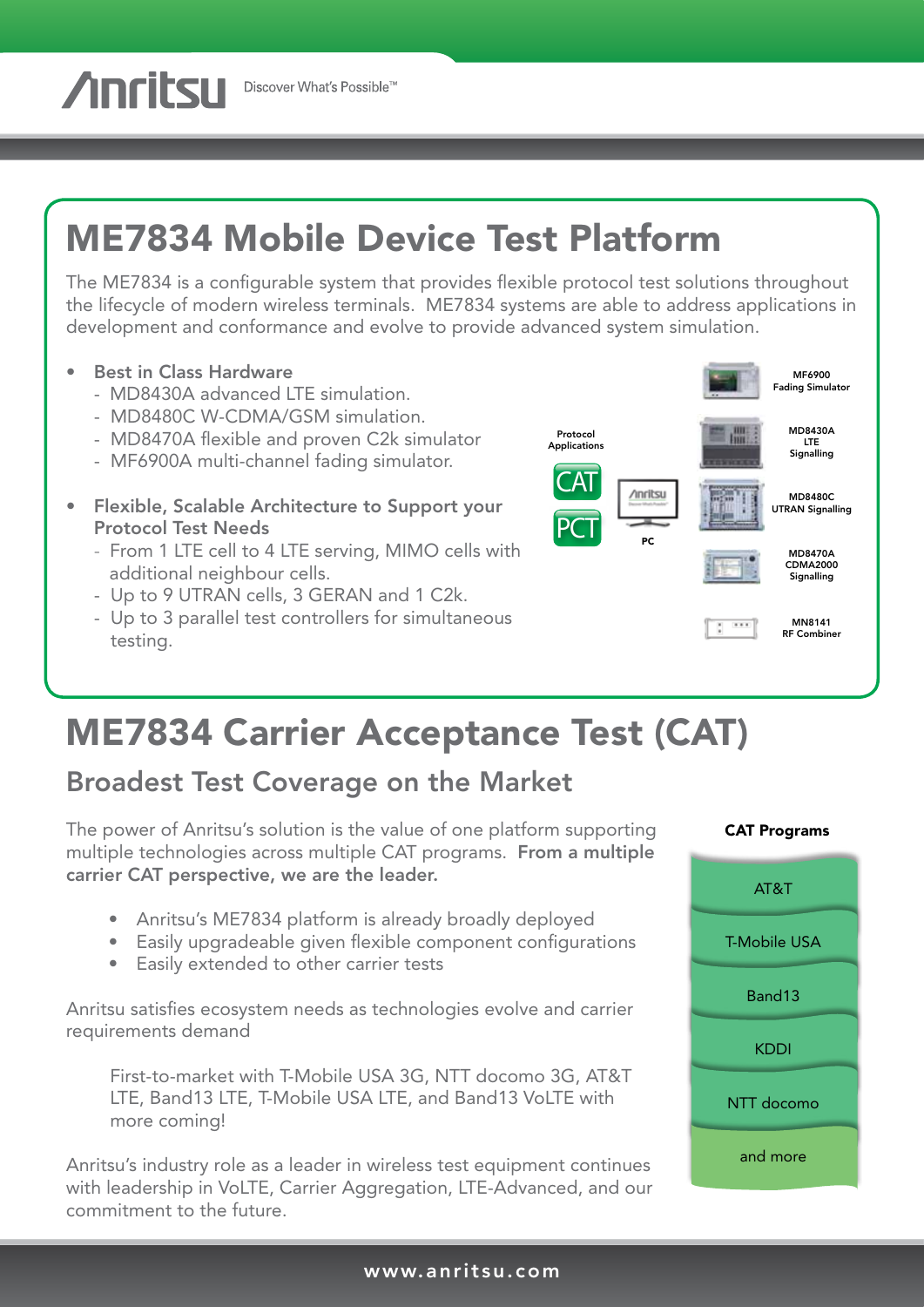Anritsu Discover What's Possible™

# ME7834 Mobile Device Test Platform

The ME7834 is a configurable system that provides flexible protocol test solutions throughout the lifecycle of modern wireless terminals. ME7834 systems are able to address applications in development and conformance and evolve to provide advanced system simulation.

- Best in Class Hardware
  - MD8430A advanced LTE simulation.
  - MD8480C W-CDMA/GSM simulation.
  - MD8470A flexible and proven C2k simulator
  - MF6900A multi-channel fading simulator.
- Flexible, Scalable Architecture to Support your Protocol Test Needs
  - From 1 LTE cell to 4 LTE serving, MIMO cells with additional neighbour cells.
  - Up to 9 UTRAN cells, 3 GERAN and 1 C2k.
  - Up to 3 parallel test controllers for simultaneous testing.

Protocol Applications: CAT, PCT

PC

MF6900 Fading Simulator

MD8430A LTE Signalling

MD8480C UTRAN Signalling

MD8470A CDMA2000 Signalling

MN8141 RF Combiner

# ME7834 Carrier Acceptance Test (CAT)

## Broadest Test Coverage on the Market

The power of Anritsu's solution is the value of one platform supporting multiple technologies across multiple CAT programs. **From a multiple carrier CAT perspective, we are the leader.**

- Anritsu's ME7834 platform is already broadly deployed
- Easily upgradeable given flexible component configurations
- Easily extended to other carrier tests

Anritsu satisfies ecosystem needs as technologies evolve and carrier requirements demand

First-to-market with T-Mobile USA 3G, NTT docomo 3G, AT&T LTE, Band13 LTE, T-Mobile USA LTE, and Band13 VoLTE with more coming!

Anritsu's industry role as a leader in wireless test equipment continues with leadership in VoLTE, Carrier Aggregation, LTE-Advanced, and our commitment to the future.

**CAT Programs**

- AT&T
- T-Mobile USA
- Band13
- KDDI
- NTT docomo
- and more

www.anritsu.com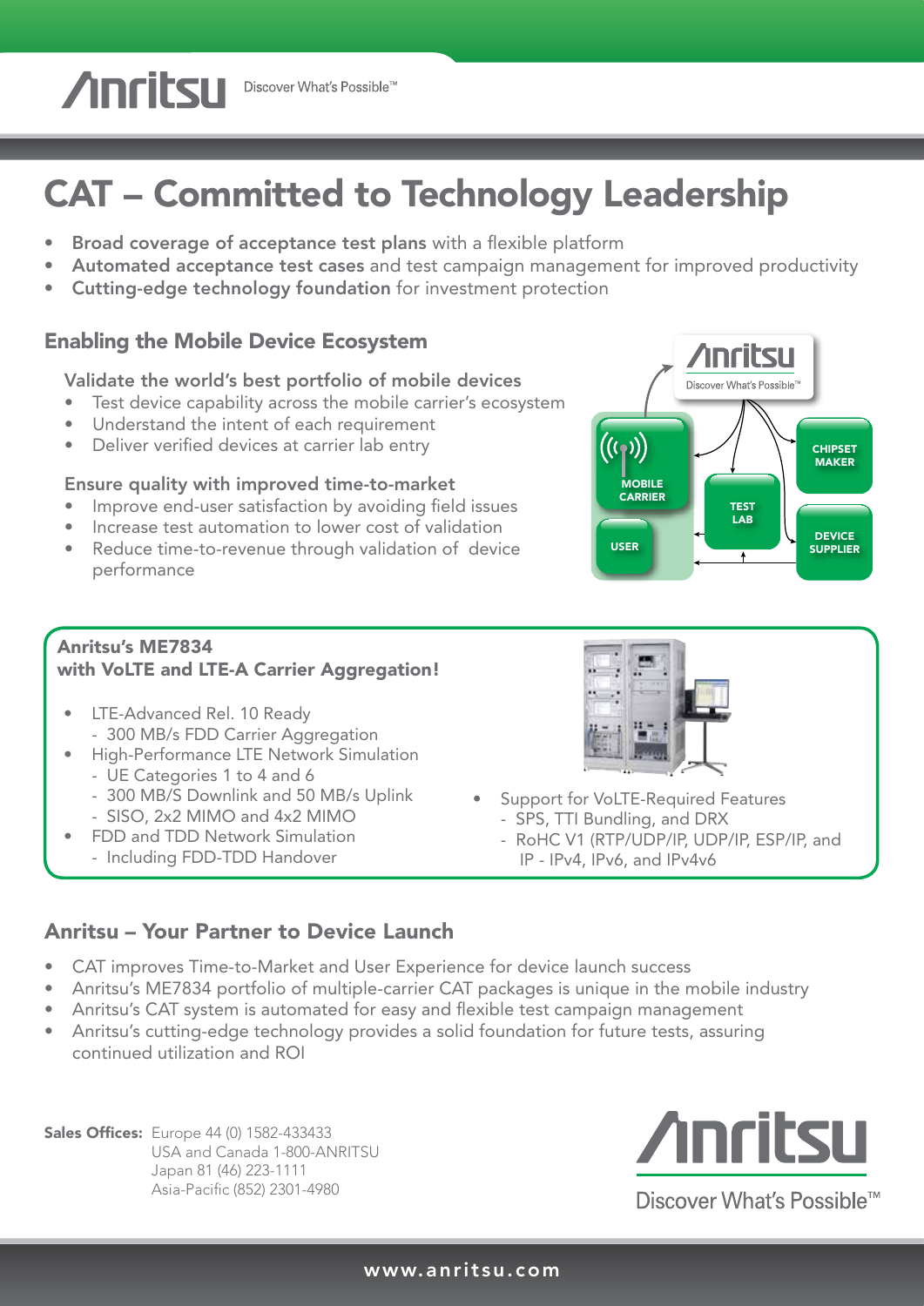# CAT – Committed to Technology Leadership

- **Broad coverage of acceptance test plans** with a flexible platform
- **Automated acceptance test cases** and test campaign management for improved productivity
- **Cutting-edge technology foundation** for investment protection

## Enabling the Mobile Device Ecosystem

### Validate the world's best portfolio of mobile devices

- Test device capability across the mobile carrier's ecosystem
- Understand the intent of each requirement
- Deliver verified devices at carrier lab entry

### Ensure quality with improved time-to-market

- Improve end-user satisfaction by avoiding field issues
- Increase test automation to lower cost of validation
- Reduce time-to-revenue through validation of device performance

Anritsu
Discover What's Possible™
MOBILE CARRIER
USER
TEST LAB
CHIPSET MAKER
DEVICE SUPPLIER

## Anritsu's ME7834 with VoLTE and LTE-A Carrier Aggregation!

- LTE-Advanced Rel. 10 Ready
  - 300 MB/s FDD Carrier Aggregation
- High-Performance LTE Network Simulation
  - UE Categories 1 to 4 and 6
  - 300 MB/S Downlink and 50 MB/s Uplink
  - SISO, 2x2 MIMO and 4x2 MIMO
- FDD and TDD Network Simulation
  - Including FDD-TDD Handover
- Support for VoLTE-Required Features
  - SPS, TTI Bundling, and DRX
  - RoHC V1 (RTP/UDP/IP, UDP/IP, ESP/IP, and IP - IPv4, IPv6, and IPv4v6

## Anritsu – Your Partner to Device Launch

- CAT improves Time-to-Market and User Experience for device launch success
- Anritsu's ME7834 portfolio of multiple-carrier CAT packages is unique in the mobile industry
- Anritsu's CAT system is automated for easy and flexible test campaign management
- Anritsu's cutting-edge technology provides a solid foundation for future tests, assuring continued utilization and ROI

**Sales Offices:** Europe 44 (0) 1582-433433
USA and Canada 1-800-ANRITSU
Japan 81 (46) 223-1111
Asia-Pacific (852) 2301-4980

Anritsu
Discover What's Possible™

www.anritsu.com